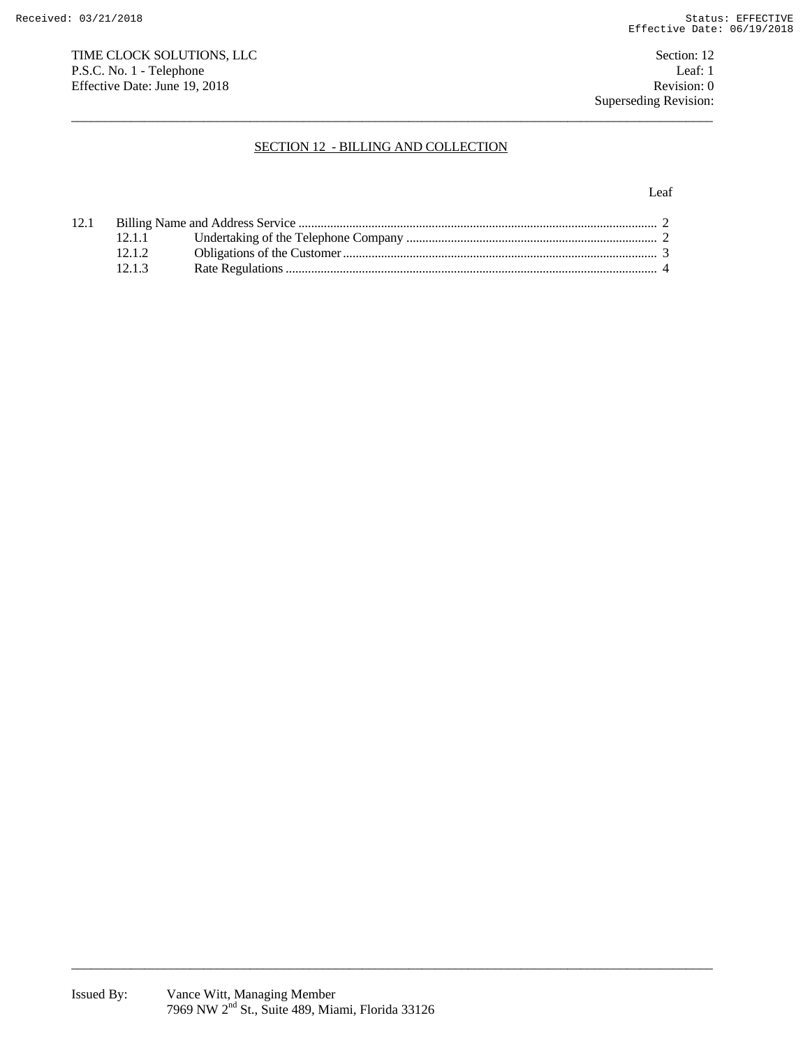TIME CLOCK SOLUTIONS, LLC
P.S.C. No. 1 - Telephone
Effective Date: June 19, 2018

Section: 12
Leaf: 1
Revision: 0
Superseding Revision:

## SECTION 12 - BILLING AND COLLECTION

| | | | Leaf |
|---|---|---|---|
| 12.1 | Billing Name and Address Service | | 2 |
| | 12.1.1 | Undertaking of the Telephone Company | 2 |
| | 12.1.2 | Obligations of the Customer | 3 |
| | 12.1.3 | Rate Regulations | 4 |

Issued By: Vance Witt, Managing Member
7969 NW 2nd St., Suite 489, Miami, Florida 33126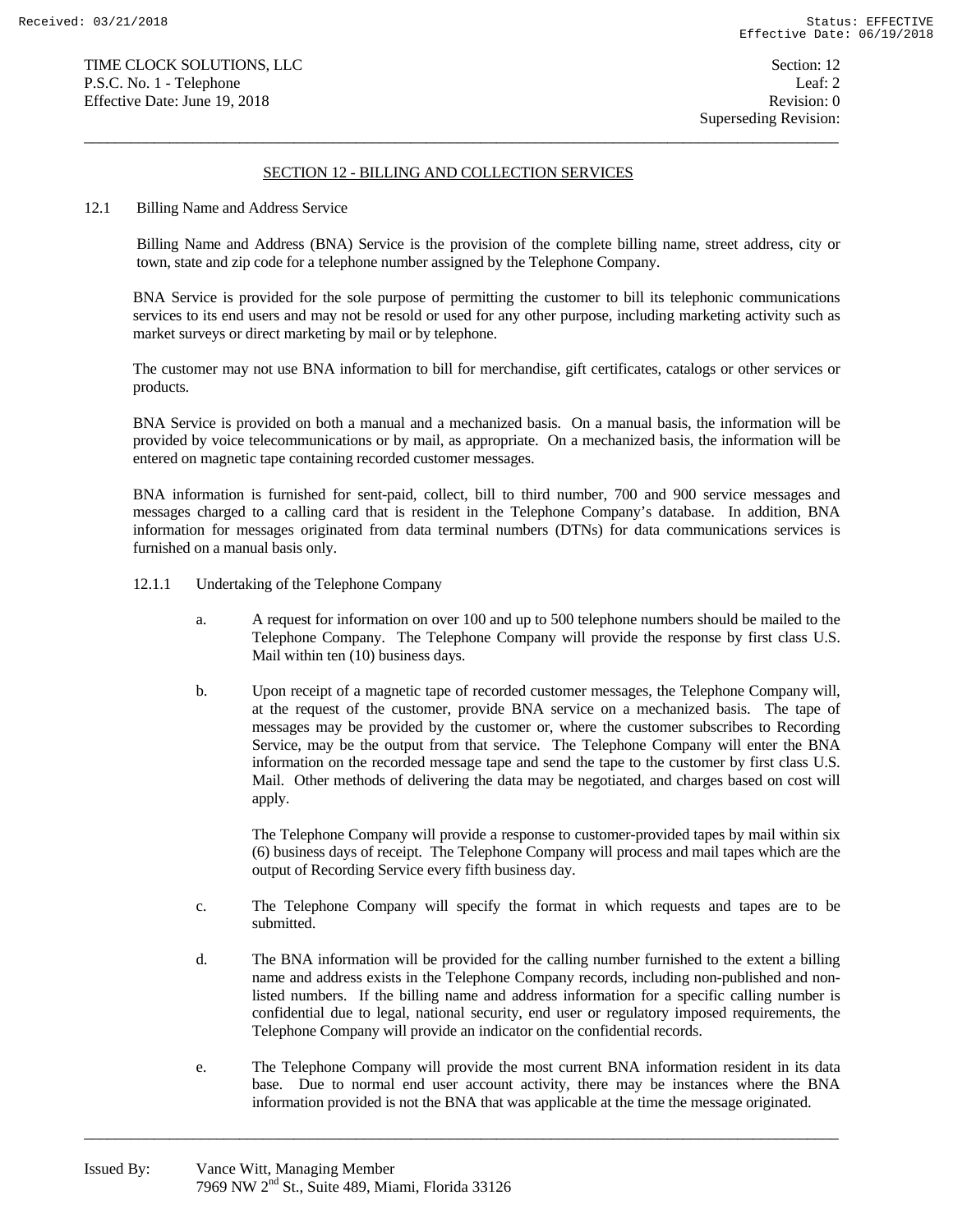## SECTION 12 - BILLING AND COLLECTION SERVICES

### 12.1 Billing Name and Address Service

Billing Name and Address (BNA) Service is the provision of the complete billing name, street address, city or town, state and zip code for a telephone number assigned by the Telephone Company.

BNA Service is provided for the sole purpose of permitting the customer to bill its telephonic communications services to its end users and may not be resold or used for any other purpose, including marketing activity such as market surveys or direct marketing by mail or by telephone.

The customer may not use BNA information to bill for merchandise, gift certificates, catalogs or other services or products.

BNA Service is provided on both a manual and a mechanized basis. On a manual basis, the information will be provided by voice telecommunications or by mail, as appropriate. On a mechanized basis, the information will be entered on magnetic tape containing recorded customer messages.

BNA information is furnished for sent-paid, collect, bill to third number, 700 and 900 service messages and messages charged to a calling card that is resident in the Telephone Company's database. In addition, BNA information for messages originated from data terminal numbers (DTNs) for data communications services is furnished on a manual basis only.

#### 12.1.1 Undertaking of the Telephone Company

a. A request for information on over 100 and up to 500 telephone numbers should be mailed to the Telephone Company. The Telephone Company will provide the response by first class U.S. Mail within ten (10) business days.

b. Upon receipt of a magnetic tape of recorded customer messages, the Telephone Company will, at the request of the customer, provide BNA service on a mechanized basis. The tape of messages may be provided by the customer or, where the customer subscribes to Recording Service, may be the output from that service. The Telephone Company will enter the BNA information on the recorded message tape and send the tape to the customer by first class U.S. Mail. Other methods of delivering the data may be negotiated, and charges based on cost will apply.

   The Telephone Company will provide a response to customer-provided tapes by mail within six (6) business days of receipt. The Telephone Company will process and mail tapes which are the output of Recording Service every fifth business day.

c. The Telephone Company will specify the format in which requests and tapes are to be submitted.

d. The BNA information will be provided for the calling number furnished to the extent a billing name and address exists in the Telephone Company records, including non-published and non-listed numbers. If the billing name and address information for a specific calling number is confidential due to legal, national security, end user or regulatory imposed requirements, the Telephone Company will provide an indicator on the confidential records.

e. The Telephone Company will provide the most current BNA information resident in its data base. Due to normal end user account activity, there may be instances where the BNA information provided is not the BNA that was applicable at the time the message originated.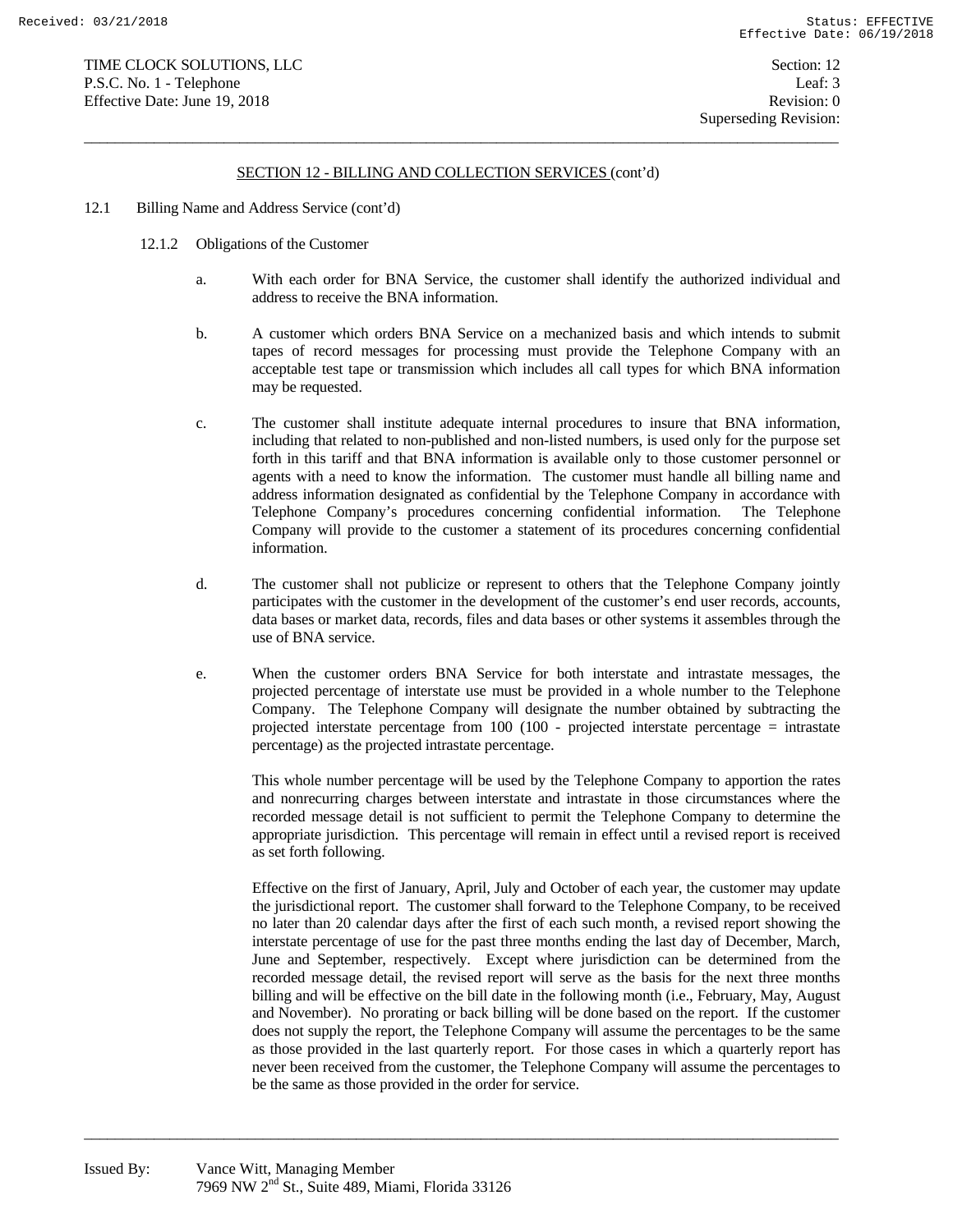## SECTION 12 - BILLING AND COLLECTION SERVICES (cont'd)

12.1 Billing Name and Address Service (cont'd)

12.1.2 Obligations of the Customer

a. With each order for BNA Service, the customer shall identify the authorized individual and address to receive the BNA information.

b. A customer which orders BNA Service on a mechanized basis and which intends to submit tapes of record messages for processing must provide the Telephone Company with an acceptable test tape or transmission which includes all call types for which BNA information may be requested.

c. The customer shall institute adequate internal procedures to insure that BNA information, including that related to non-published and non-listed numbers, is used only for the purpose set forth in this tariff and that BNA information is available only to those customer personnel or agents with a need to know the information. The customer must handle all billing name and address information designated as confidential by the Telephone Company in accordance with Telephone Company's procedures concerning confidential information. The Telephone Company will provide to the customer a statement of its procedures concerning confidential information.

d. The customer shall not publicize or represent to others that the Telephone Company jointly participates with the customer in the development of the customer's end user records, accounts, data bases or market data, records, files and data bases or other systems it assembles through the use of BNA service.

e. When the customer orders BNA Service for both interstate and intrastate messages, the projected percentage of interstate use must be provided in a whole number to the Telephone Company. The Telephone Company will designate the number obtained by subtracting the projected interstate percentage from 100 (100 - projected interstate percentage = intrastate percentage) as the projected intrastate percentage.

This whole number percentage will be used by the Telephone Company to apportion the rates and nonrecurring charges between interstate and intrastate in those circumstances where the recorded message detail is not sufficient to permit the Telephone Company to determine the appropriate jurisdiction. This percentage will remain in effect until a revised report is received as set forth following.

Effective on the first of January, April, July and October of each year, the customer may update the jurisdictional report. The customer shall forward to the Telephone Company, to be received no later than 20 calendar days after the first of each such month, a revised report showing the interstate percentage of use for the past three months ending the last day of December, March, June and September, respectively. Except where jurisdiction can be determined from the recorded message detail, the revised report will serve as the basis for the next three months billing and will be effective on the bill date in the following month (i.e., February, May, August and November). No prorating or back billing will be done based on the report. If the customer does not supply the report, the Telephone Company will assume the percentages to be the same as those provided in the last quarterly report. For those cases in which a quarterly report has never been received from the customer, the Telephone Company will assume the percentages to be the same as those provided in the order for service.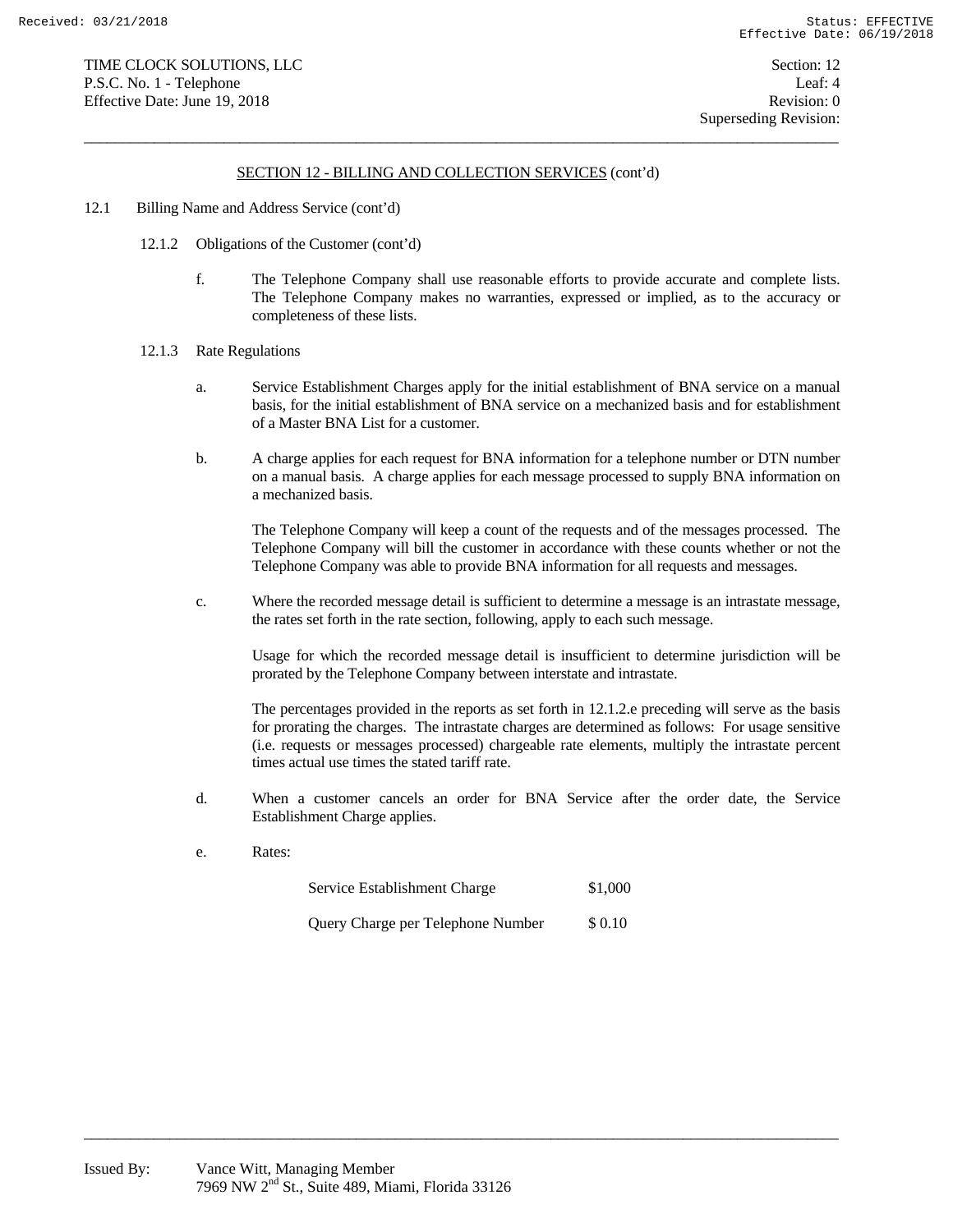## SECTION 12 - BILLING AND COLLECTION SERVICES (cont'd)

12.1 Billing Name and Address Service (cont'd)

12.1.2 Obligations of the Customer (cont'd)

f. The Telephone Company shall use reasonable efforts to provide accurate and complete lists. The Telephone Company makes no warranties, expressed or implied, as to the accuracy or completeness of these lists.

12.1.3 Rate Regulations

a. Service Establishment Charges apply for the initial establishment of BNA service on a manual basis, for the initial establishment of BNA service on a mechanized basis and for establishment of a Master BNA List for a customer.

b. A charge applies for each request for BNA information for a telephone number or DTN number on a manual basis. A charge applies for each message processed to supply BNA information on a mechanized basis.

The Telephone Company will keep a count of the requests and of the messages processed. The Telephone Company will bill the customer in accordance with these counts whether or not the Telephone Company was able to provide BNA information for all requests and messages.

c. Where the recorded message detail is sufficient to determine a message is an intrastate message, the rates set forth in the rate section, following, apply to each such message.

Usage for which the recorded message detail is insufficient to determine jurisdiction will be prorated by the Telephone Company between interstate and intrastate.

The percentages provided in the reports as set forth in 12.1.2.e preceding will serve as the basis for prorating the charges. The intrastate charges are determined as follows: For usage sensitive (i.e. requests or messages processed) chargeable rate elements, multiply the intrastate percent times actual use times the stated tariff rate.

d. When a customer cancels an order for BNA Service after the order date, the Service Establishment Charge applies.

e. Rates:

| | |
|---|---|
| Service Establishment Charge | $1,000 |
| Query Charge per Telephone Number | $ 0.10 |